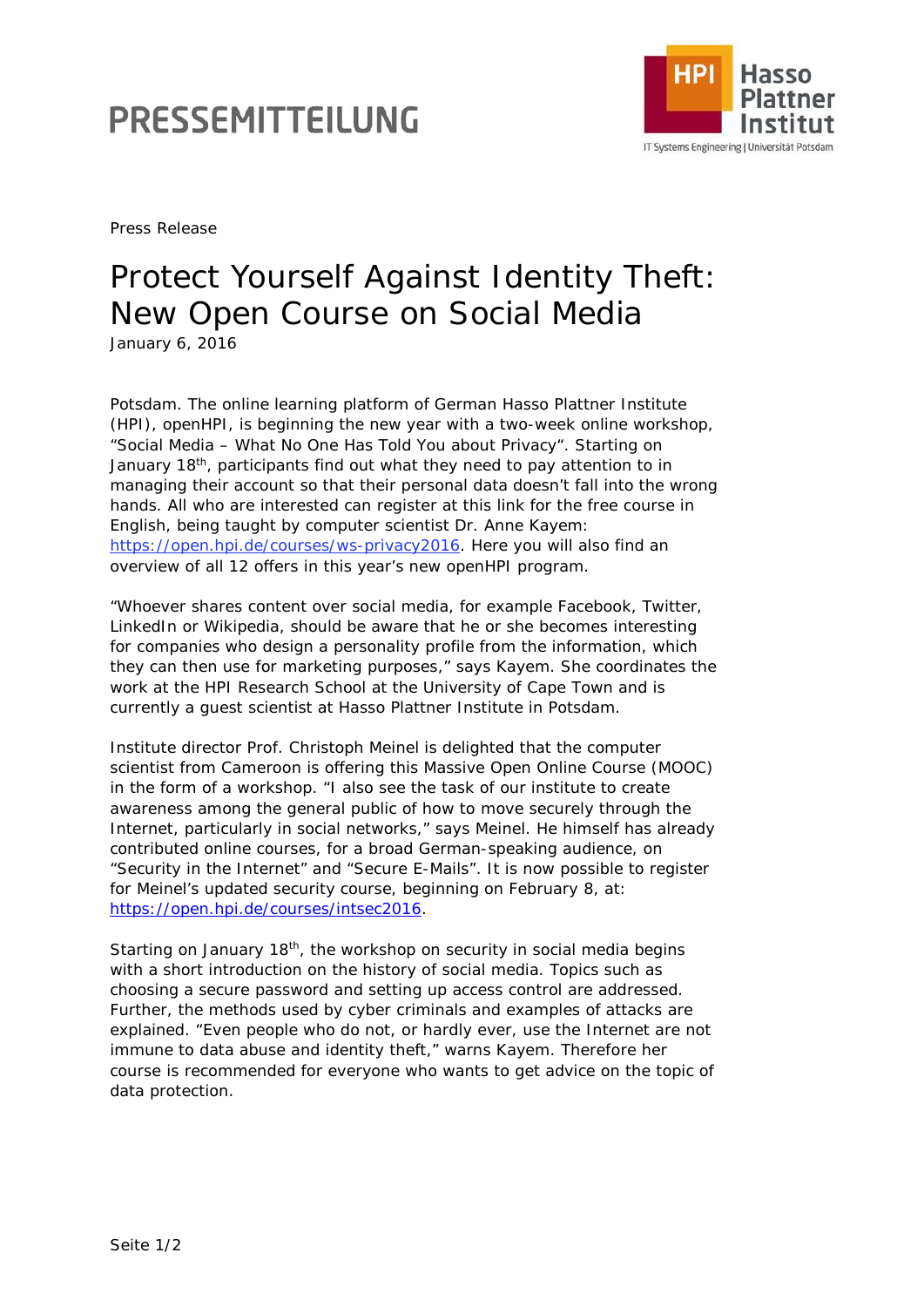# PRESSEMITTEILUNG

Hasso Plattner Institut
IT Systems Engineering | Universität Potsdam

Press Release

# Protect Yourself Against Identity Theft: New Open Course on Social Media

January 6, 2016

Potsdam. The online learning platform of German Hasso Plattner Institute (HPI), openHPI, is beginning the new year with a two-week online workshop, "Social Media – What No One Has Told You about Privacy". Starting on January 18th, participants find out what they need to pay attention to in managing their account so that their personal data doesn't fall into the wrong hands. All who are interested can register at this link for the free course in English, being taught by computer scientist Dr. Anne Kayem: https://open.hpi.de/courses/ws-privacy2016. Here you will also find an overview of all 12 offers in this year's new openHPI program.

"Whoever shares content over social media, for example Facebook, Twitter, LinkedIn or Wikipedia, should be aware that he or she becomes interesting for companies who design a personality profile from the information, which they can then use for marketing purposes," says Kayem. She coordinates the work at the HPI Research School at the University of Cape Town and is currently a guest scientist at Hasso Plattner Institute in Potsdam.

Institute director Prof. Christoph Meinel is delighted that the computer scientist from Cameroon is offering this Massive Open Online Course (MOOC) in the form of a workshop. "I also see the task of our institute to create awareness among the general public of how to move securely through the Internet, particularly in social networks," says Meinel. He himself has already contributed online courses, for a broad German-speaking audience, on "Security in the Internet" and "Secure E-Mails". It is now possible to register for Meinel's updated security course, beginning on February 8, at: https://open.hpi.de/courses/intsec2016.

Starting on January 18th, the workshop on security in social media begins with a short introduction on the history of social media. Topics such as choosing a secure password and setting up access control are addressed. Further, the methods used by cyber criminals and examples of attacks are explained. "Even people who do not, or hardly ever, use the Internet are not immune to data abuse and identity theft," warns Kayem. Therefore her course is recommended for everyone who wants to get advice on the topic of data protection.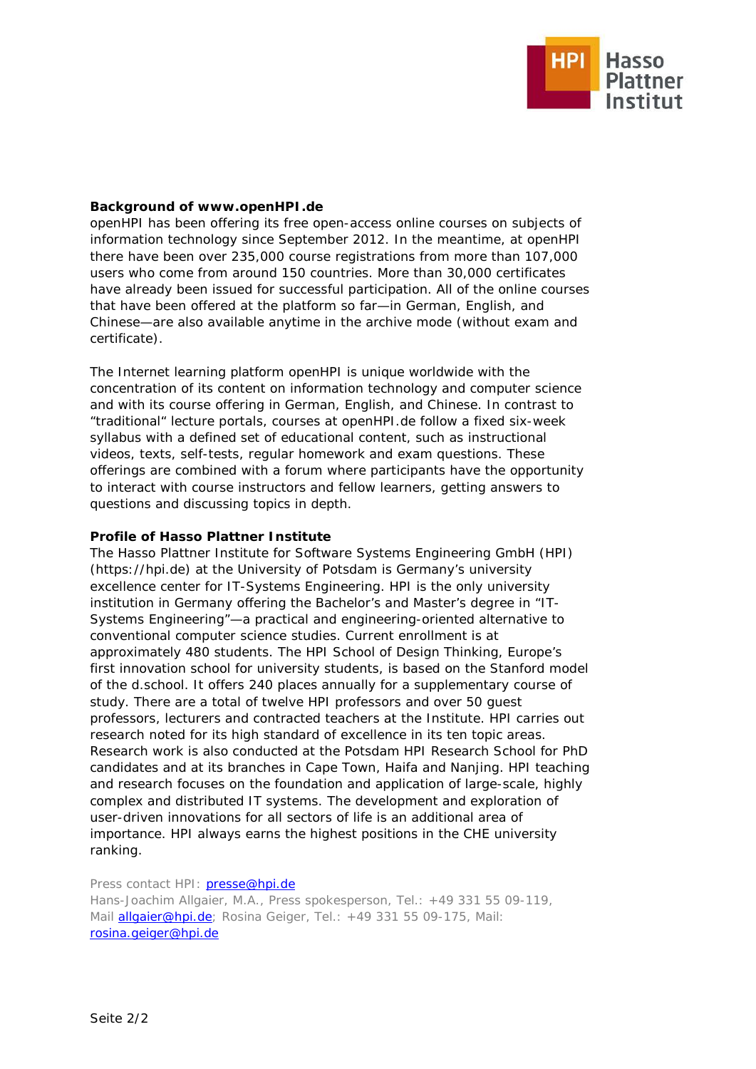**Background of www.openHPI.de**

openHPI has been offering its free open-access online courses on subjects of information technology since September 2012. In the meantime, at openHPI there have been over 235,000 course registrations from more than 107,000 users who come from around 150 countries. More than 30,000 certificates have already been issued for successful participation. All of the online courses that have been offered at the platform so far—in German, English, and Chinese—are also available anytime in the archive mode (without exam and certificate).

The Internet learning platform openHPI is unique worldwide with the concentration of its content on information technology and computer science and with its course offering in German, English, and Chinese. In contrast to "traditional" lecture portals, courses at openHPI.de follow a fixed six-week syllabus with a defined set of educational content, such as instructional videos, texts, self-tests, regular homework and exam questions. These offerings are combined with a forum where participants have the opportunity to interact with course instructors and fellow learners, getting answers to questions and discussing topics in depth.

**Profile of Hasso Plattner Institute**

The Hasso Plattner Institute for Software Systems Engineering GmbH (HPI) (https://hpi.de) at the University of Potsdam is Germany's university excellence center for IT-Systems Engineering. HPI is the only university institution in Germany offering the Bachelor's and Master's degree in "IT-Systems Engineering"—a practical and engineering-oriented alternative to conventional computer science studies. Current enrollment is at approximately 480 students. The HPI School of Design Thinking, Europe's first innovation school for university students, is based on the Stanford model of the d.school. It offers 240 places annually for a supplementary course of study. There are a total of twelve HPI professors and over 50 guest professors, lecturers and contracted teachers at the Institute. HPI carries out research noted for its high standard of excellence in its ten topic areas. Research work is also conducted at the Potsdam HPI Research School for PhD candidates and at its branches in Cape Town, Haifa and Nanjing. HPI teaching and research focuses on the foundation and application of large-scale, highly complex and distributed IT systems. The development and exploration of user-driven innovations for all sectors of life is an additional area of importance. HPI always earns the highest positions in the CHE university ranking.

Press contact HPI: presse@hpi.de
Hans-Joachim Allgaier, M.A., Press spokesperson, Tel.: +49 331 55 09-119, Mail allgaier@hpi.de; Rosina Geiger, Tel.: +49 331 55 09-175, Mail: rosina.geiger@hpi.de